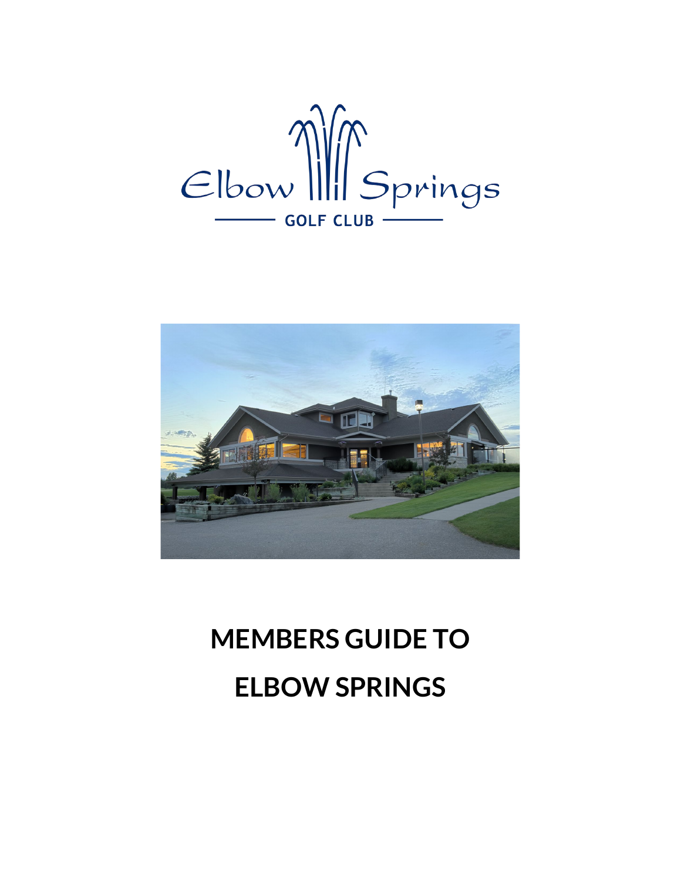Elbow Springs

GOLF CLUB

# MEMBERS GUIDE TO ELBOW SPRINGS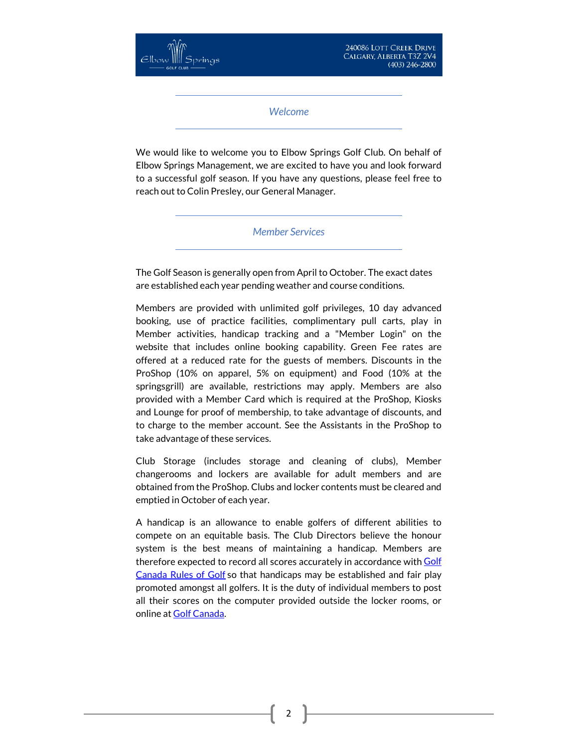## *Welcome*

We would like to welcome you to Elbow Springs Golf Club. On behalf of Elbow Springs Management, we are excited to have you and look forward to a successful golf season. If you have any questions, please feel free to reach out to Colin Presley, our General Manager.

## *Member Services*

The Golf Season is generally open from April to October. The exact dates are established each year pending weather and course conditions.

Members are provided with unlimited golf privileges, 10 day advanced booking, use of practice facilities, complimentary pull carts, play in Member activities, handicap tracking and a "Member Login" on the website that includes online booking capability. Green Fee rates are offered at a reduced rate for the guests of members. Discounts in the ProShop (10% on apparel, 5% on equipment) and Food (10% at the springsgrill) are available, restrictions may apply. Members are also provided with a Member Card which is required at the ProShop, Kiosks and Lounge for proof of membership, to take advantage of discounts, and to charge to the member account. See the Assistants in the ProShop to take advantage of these services.

Club Storage (includes storage and cleaning of clubs), Member changerooms and lockers are available for adult members and are obtained from the ProShop. Clubs and locker contents must be cleared and emptied in October of each year.

A handicap is an allowance to enable golfers of different abilities to compete on an equitable basis. The Club Directors believe the honour system is the best means of maintaining a handicap. Members are therefore expected to record all scores accurately in accordance with Golf Canada Rules of Golf so that handicaps may be established and fair play promoted amongst all golfers. It is the duty of individual members to post all their scores on the computer provided outside the locker rooms, or online at Golf Canada.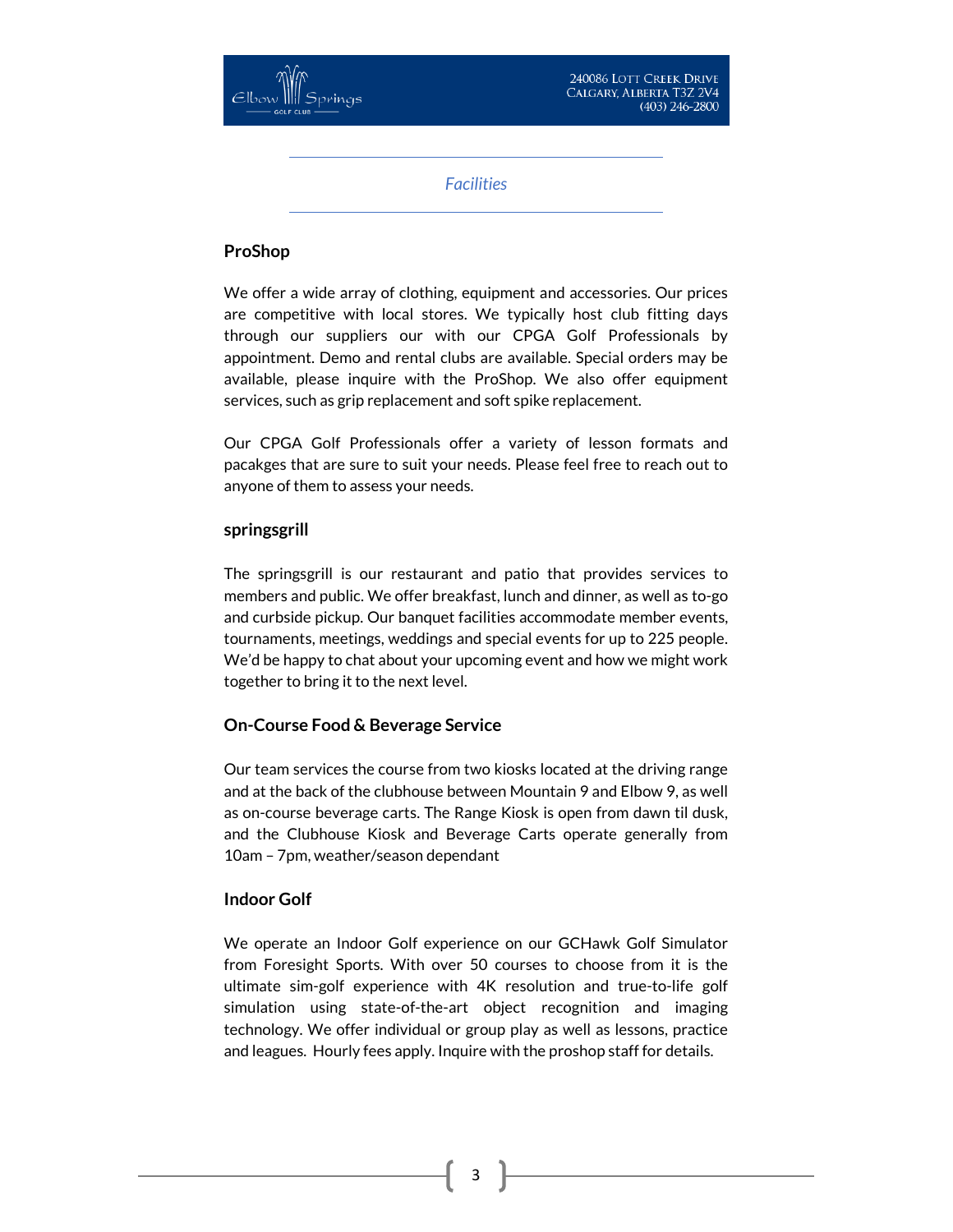*Facilities*

## ProShop

We offer a wide array of clothing, equipment and accessories. Our prices are competitive with local stores. We typically host club fitting days through our suppliers our with our CPGA Golf Professionals by appointment. Demo and rental clubs are available. Special orders may be available, please inquire with the ProShop. We also offer equipment services, such as grip replacement and soft spike replacement.

Our CPGA Golf Professionals offer a variety of lesson formats and pacakges that are sure to suit your needs. Please feel free to reach out to anyone of them to assess your needs.

## springsgrill

The springsgrill is our restaurant and patio that provides services to members and public. We offer breakfast, lunch and dinner, as well as to-go and curbside pickup. Our banquet facilities accommodate member events, tournaments, meetings, weddings and special events for up to 225 people. We'd be happy to chat about your upcoming event and how we might work together to bring it to the next level.

## On-Course Food & Beverage Service

Our team services the course from two kiosks located at the driving range and at the back of the clubhouse between Mountain 9 and Elbow 9, as well as on-course beverage carts. The Range Kiosk is open from dawn til dusk, and the Clubhouse Kiosk and Beverage Carts operate generally from 10am – 7pm, weather/season dependant

## Indoor Golf

We operate an Indoor Golf experience on our GCHawk Golf Simulator from Foresight Sports. With over 50 courses to choose from it is the ultimate sim-golf experience with 4K resolution and true-to-life golf simulation using state-of-the-art object recognition and imaging technology. We offer individual or group play as well as lessons, practice and leagues. Hourly fees apply. Inquire with the proshop staff for details.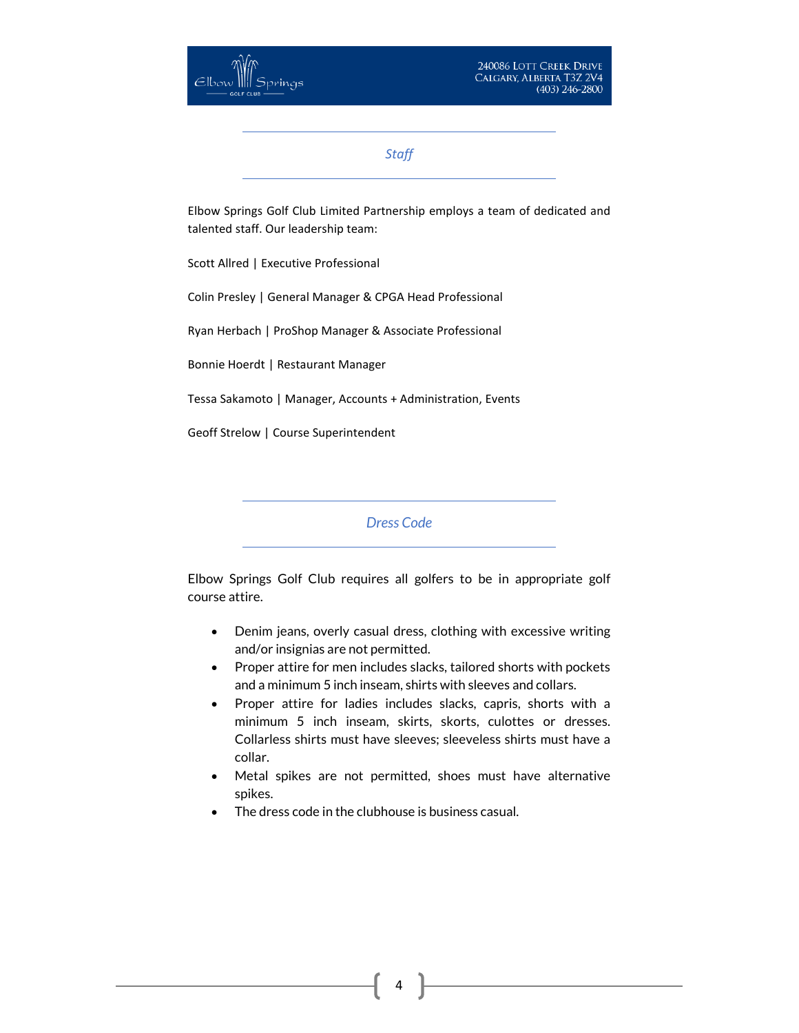## *Staff*

Elbow Springs Golf Club Limited Partnership employs a team of dedicated and talented staff. Our leadership team:

Scott Allred | Executive Professional

Colin Presley | General Manager & CPGA Head Professional

Ryan Herbach | ProShop Manager & Associate Professional

Bonnie Hoerdt | Restaurant Manager

Tessa Sakamoto | Manager, Accounts + Administration, Events

Geoff Strelow | Course Superintendent

## *Dress Code*

Elbow Springs Golf Club requires all golfers to be in appropriate golf course attire.

- Denim jeans, overly casual dress, clothing with excessive writing and/or insignias are not permitted.
- Proper attire for men includes slacks, tailored shorts with pockets and a minimum 5 inch inseam, shirts with sleeves and collars.
- Proper attire for ladies includes slacks, capris, shorts with a minimum 5 inch inseam, skirts, skorts, culottes or dresses. Collarless shirts must have sleeves; sleeveless shirts must have a collar.
- Metal spikes are not permitted, shoes must have alternative spikes.
- The dress code in the clubhouse is business casual.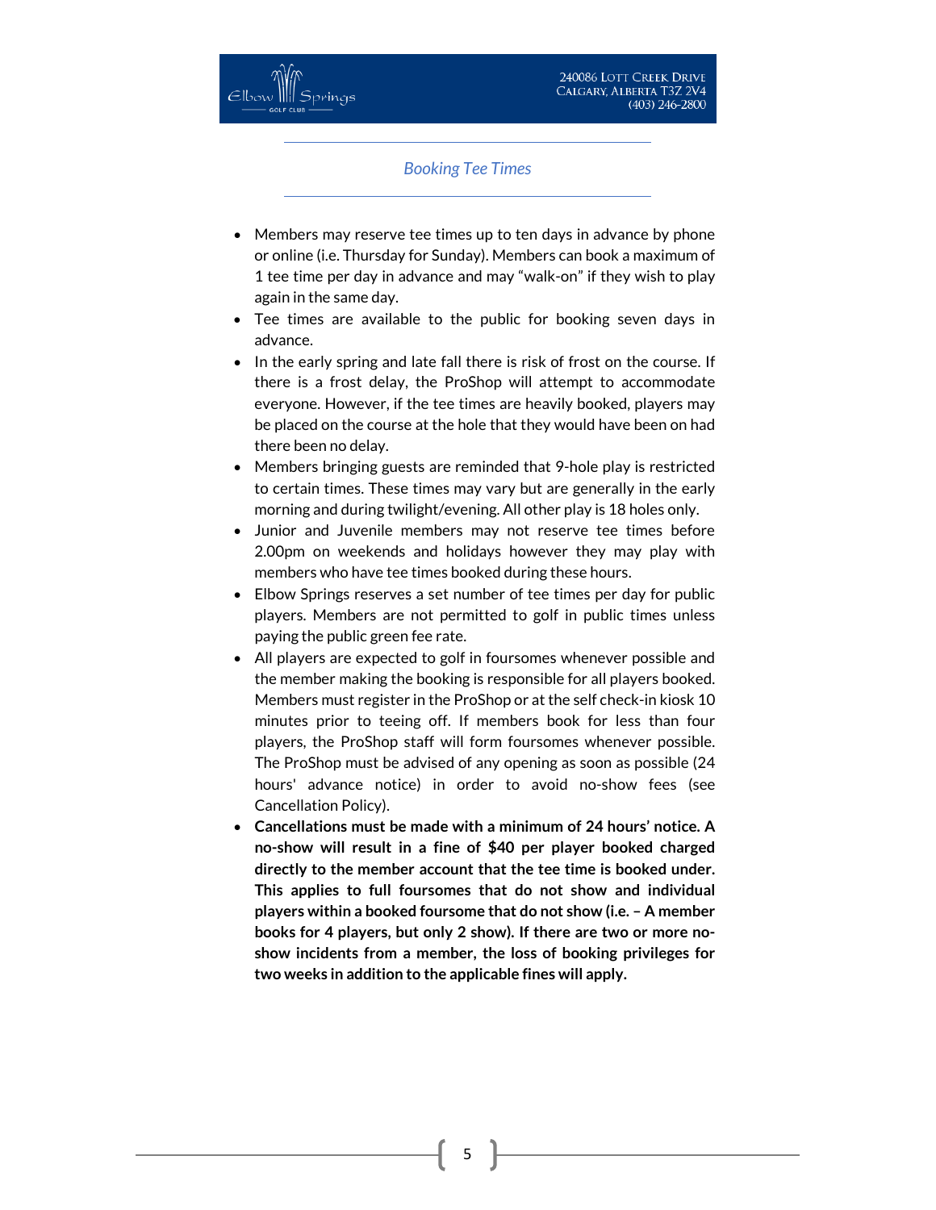## *Booking Tee Times*

- Members may reserve tee times up to ten days in advance by phone or online (i.e. Thursday for Sunday). Members can book a maximum of 1 tee time per day in advance and may "walk-on" if they wish to play again in the same day.
- Tee times are available to the public for booking seven days in advance.
- In the early spring and late fall there is risk of frost on the course. If there is a frost delay, the ProShop will attempt to accommodate everyone. However, if the tee times are heavily booked, players may be placed on the course at the hole that they would have been on had there been no delay.
- Members bringing guests are reminded that 9-hole play is restricted to certain times. These times may vary but are generally in the early morning and during twilight/evening. All other play is 18 holes only.
- Junior and Juvenile members may not reserve tee times before 2.00pm on weekends and holidays however they may play with members who have tee times booked during these hours.
- Elbow Springs reserves a set number of tee times per day for public players. Members are not permitted to golf in public times unless paying the public green fee rate.
- All players are expected to golf in foursomes whenever possible and the member making the booking is responsible for all players booked. Members must register in the ProShop or at the self check-in kiosk 10 minutes prior to teeing off. If members book for less than four players, the ProShop staff will form foursomes whenever possible. The ProShop must be advised of any opening as soon as possible (24 hours' advance notice) in order to avoid no-show fees (see Cancellation Policy).
- **Cancellations must be made with a minimum of 24 hours' notice. A no-show will result in a fine of $40 per player booked charged directly to the member account that the tee time is booked under. This applies to full foursomes that do not show and individual players within a booked foursome that do not show (i.e. – A member books for 4 players, but only 2 show). If there are two or more no-show incidents from a member, the loss of booking privileges for two weeks in addition to the applicable fines will apply.**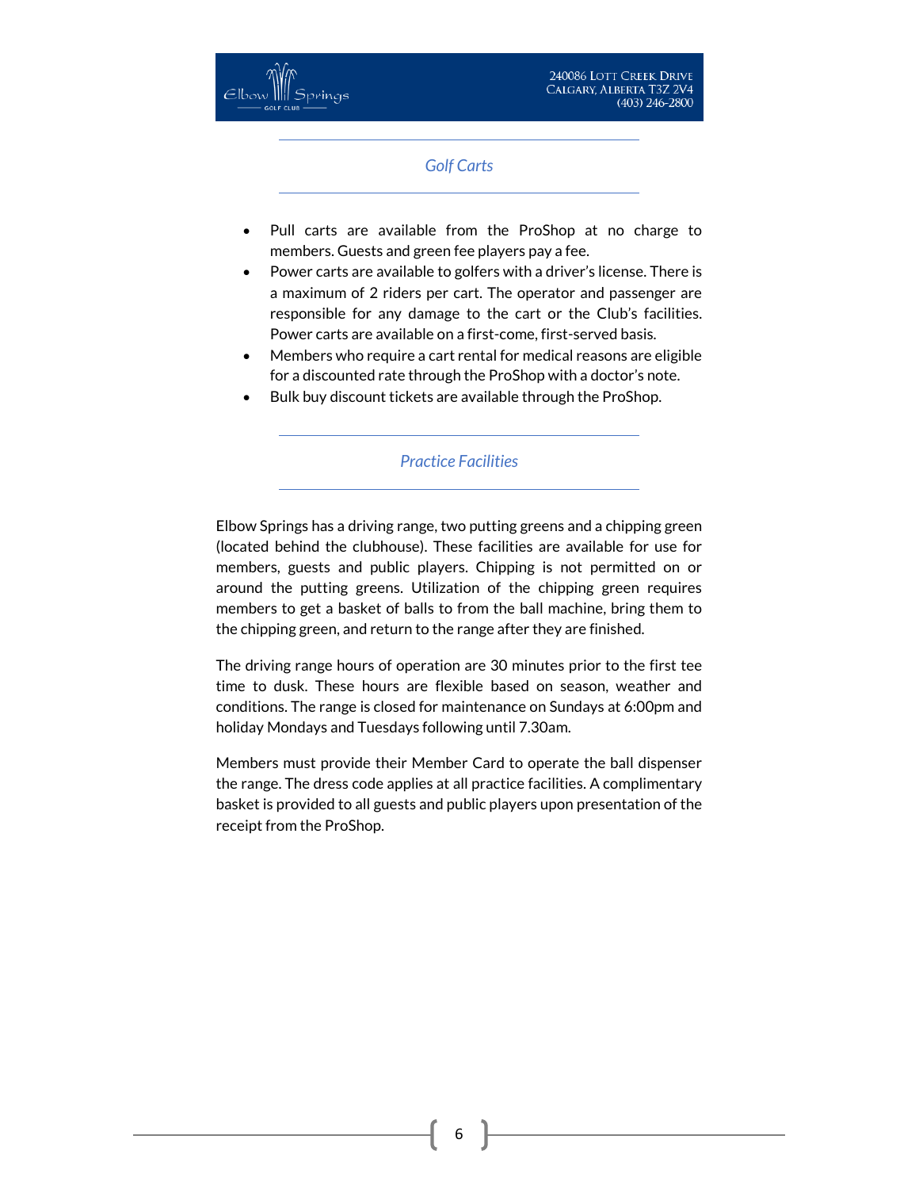## *Golf Carts*

- Pull carts are available from the ProShop at no charge to members. Guests and green fee players pay a fee.
- Power carts are available to golfers with a driver's license. There is a maximum of 2 riders per cart. The operator and passenger are responsible for any damage to the cart or the Club's facilities. Power carts are available on a first-come, first-served basis.
- Members who require a cart rental for medical reasons are eligible for a discounted rate through the ProShop with a doctor's note.
- Bulk buy discount tickets are available through the ProShop.

## *Practice Facilities*

Elbow Springs has a driving range, two putting greens and a chipping green (located behind the clubhouse). These facilities are available for use for members, guests and public players. Chipping is not permitted on or around the putting greens. Utilization of the chipping green requires members to get a basket of balls to from the ball machine, bring them to the chipping green, and return to the range after they are finished.

The driving range hours of operation are 30 minutes prior to the first tee time to dusk. These hours are flexible based on season, weather and conditions. The range is closed for maintenance on Sundays at 6:00pm and holiday Mondays and Tuesdays following until 7.30am.

Members must provide their Member Card to operate the ball dispenser the range. The dress code applies at all practice facilities. A complimentary basket is provided to all guests and public players upon presentation of the receipt from the ProShop.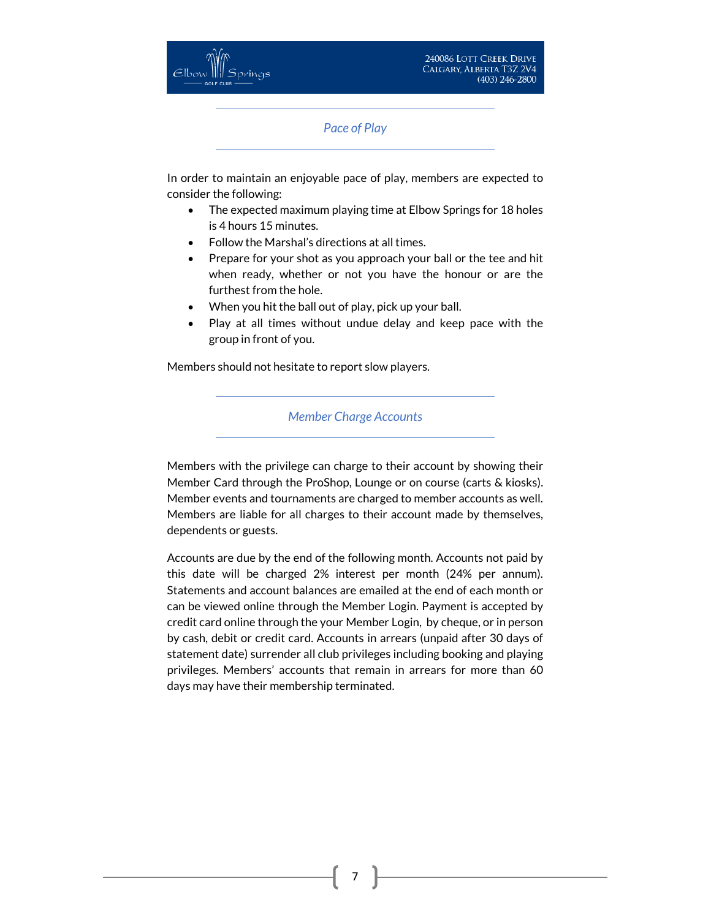## *Pace of Play*

In order to maintain an enjoyable pace of play, members are expected to consider the following:

- The expected maximum playing time at Elbow Springs for 18 holes is 4 hours 15 minutes.
- Follow the Marshal's directions at all times.
- Prepare for your shot as you approach your ball or the tee and hit when ready, whether or not you have the honour or are the furthest from the hole.
- When you hit the ball out of play, pick up your ball.
- Play at all times without undue delay and keep pace with the group in front of you.

Members should not hesitate to report slow players.

## *Member Charge Accounts*

Members with the privilege can charge to their account by showing their Member Card through the ProShop, Lounge or on course (carts & kiosks). Member events and tournaments are charged to member accounts as well. Members are liable for all charges to their account made by themselves, dependents or guests.

Accounts are due by the end of the following month. Accounts not paid by this date will be charged 2% interest per month (24% per annum). Statements and account balances are emailed at the end of each month or can be viewed online through the Member Login. Payment is accepted by credit card online through the your Member Login, by cheque, or in person by cash, debit or credit card. Accounts in arrears (unpaid after 30 days of statement date) surrender all club privileges including booking and playing privileges. Members' accounts that remain in arrears for more than 60 days may have their membership terminated.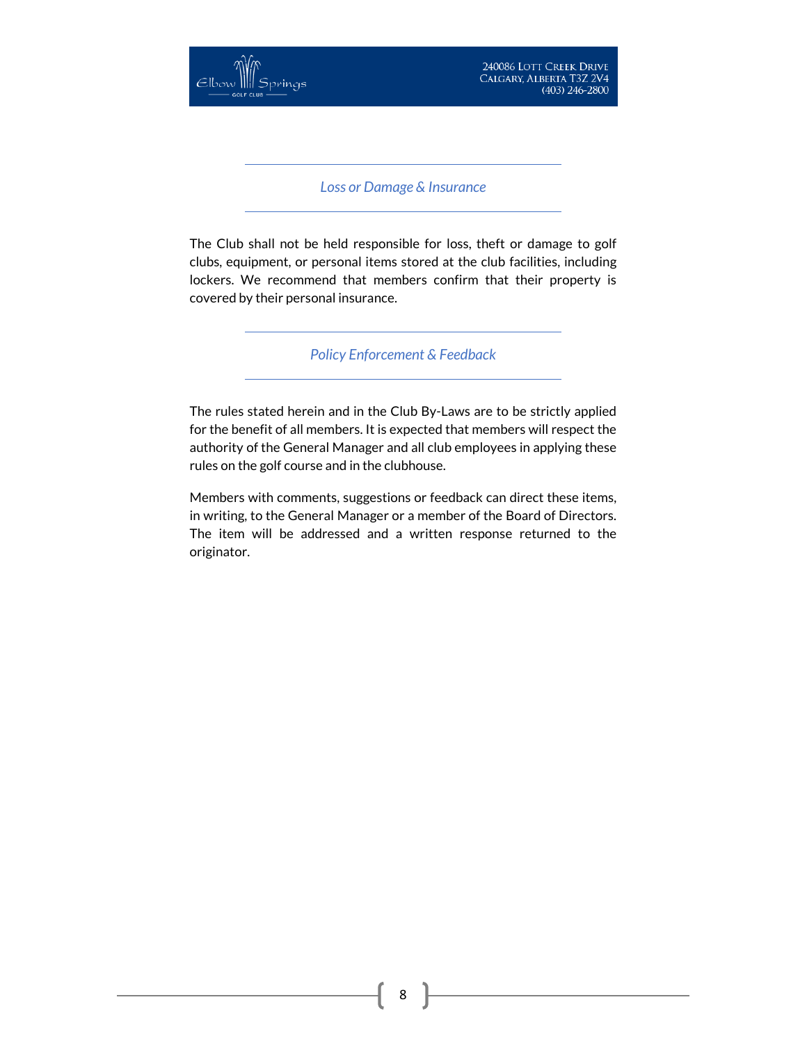## *Loss or Damage & Insurance*

The Club shall not be held responsible for loss, theft or damage to golf clubs, equipment, or personal items stored at the club facilities, including lockers. We recommend that members confirm that their property is covered by their personal insurance.

## *Policy Enforcement & Feedback*

The rules stated herein and in the Club By-Laws are to be strictly applied for the benefit of all members. It is expected that members will respect the authority of the General Manager and all club employees in applying these rules on the golf course and in the clubhouse.

Members with comments, suggestions or feedback can direct these items, in writing, to the General Manager or a member of the Board of Directors. The item will be addressed and a written response returned to the originator.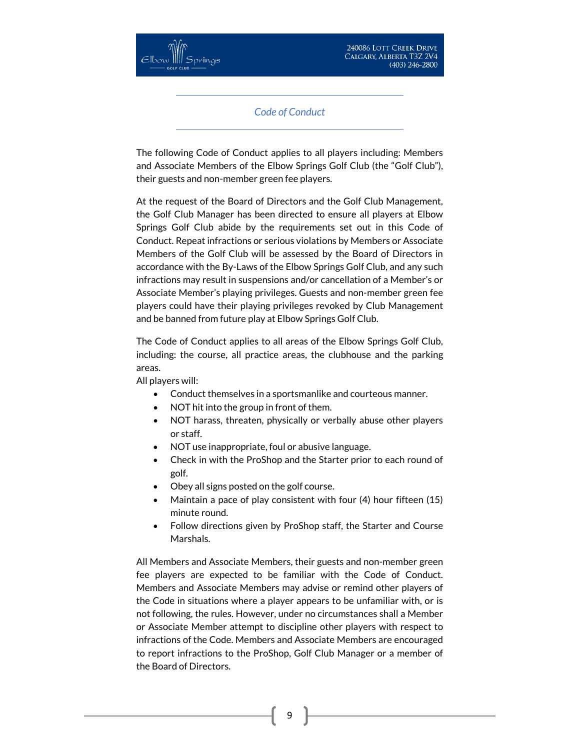## *Code of Conduct*

The following Code of Conduct applies to all players including: Members and Associate Members of the Elbow Springs Golf Club (the "Golf Club"), their guests and non-member green fee players.

At the request of the Board of Directors and the Golf Club Management, the Golf Club Manager has been directed to ensure all players at Elbow Springs Golf Club abide by the requirements set out in this Code of Conduct. Repeat infractions or serious violations by Members or Associate Members of the Golf Club will be assessed by the Board of Directors in accordance with the By-Laws of the Elbow Springs Golf Club, and any such infractions may result in suspensions and/or cancellation of a Member's or Associate Member's playing privileges. Guests and non-member green fee players could have their playing privileges revoked by Club Management and be banned from future play at Elbow Springs Golf Club.

The Code of Conduct applies to all areas of the Elbow Springs Golf Club, including: the course, all practice areas, the clubhouse and the parking areas.

All players will:

- Conduct themselves in a sportsmanlike and courteous manner.
- NOT hit into the group in front of them.
- NOT harass, threaten, physically or verbally abuse other players or staff.
- NOT use inappropriate, foul or abusive language.
- Check in with the ProShop and the Starter prior to each round of golf.
- Obey all signs posted on the golf course.
- Maintain a pace of play consistent with four (4) hour fifteen (15) minute round.
- Follow directions given by ProShop staff, the Starter and Course Marshals.

All Members and Associate Members, their guests and non-member green fee players are expected to be familiar with the Code of Conduct. Members and Associate Members may advise or remind other players of the Code in situations where a player appears to be unfamiliar with, or is not following, the rules. However, under no circumstances shall a Member or Associate Member attempt to discipline other players with respect to infractions of the Code. Members and Associate Members are encouraged to report infractions to the ProShop, Golf Club Manager or a member of the Board of Directors.